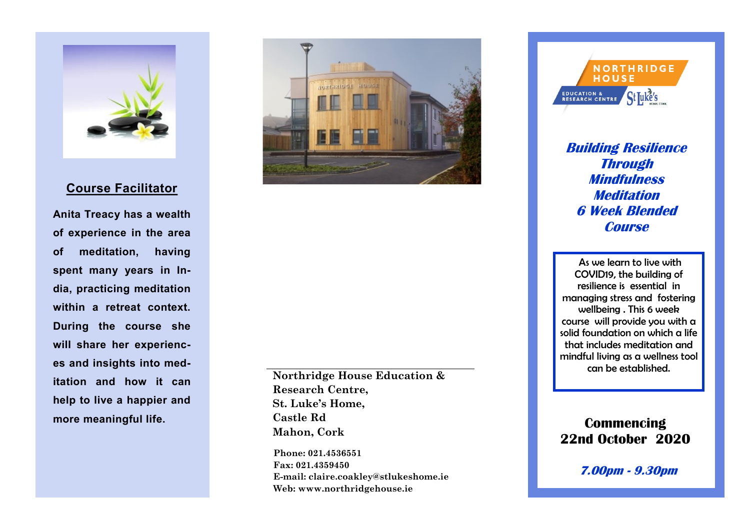## Course Facilitator

**Anita Treacy has a wealth of experience in the area of meditation, having spent many years in India, practicing meditation within a retreat context. During the course she will share her experiences and insights into meditation and how it can help to live a happier and more meaningful life.**

**Northridge House Education & Research Centre,**
**St. Luke's Home,**
**Castle Rd**
**Mahon, Cork**

**Phone: 021.4536551**
**Fax: 021.4359450**
**E-mail: claire.coakley@stlukeshome.ie**
**Web: www.northridgehouse.ie**

NORTHRIDGE HOUSE
EDUCATION & RESEARCH CENTRE
St Luke's

# *Building Resilience Through Mindfulness Meditation 6 Week Blended Course*

As we learn to live with COVID19, the building of resilience is essential in managing stress and fostering wellbeing . This 6 week course will provide you with a solid foundation on which a life that includes meditation and mindful living as a wellness tool can be established.

## Commencing 22nd October 2020

***7.00pm - 9.30pm***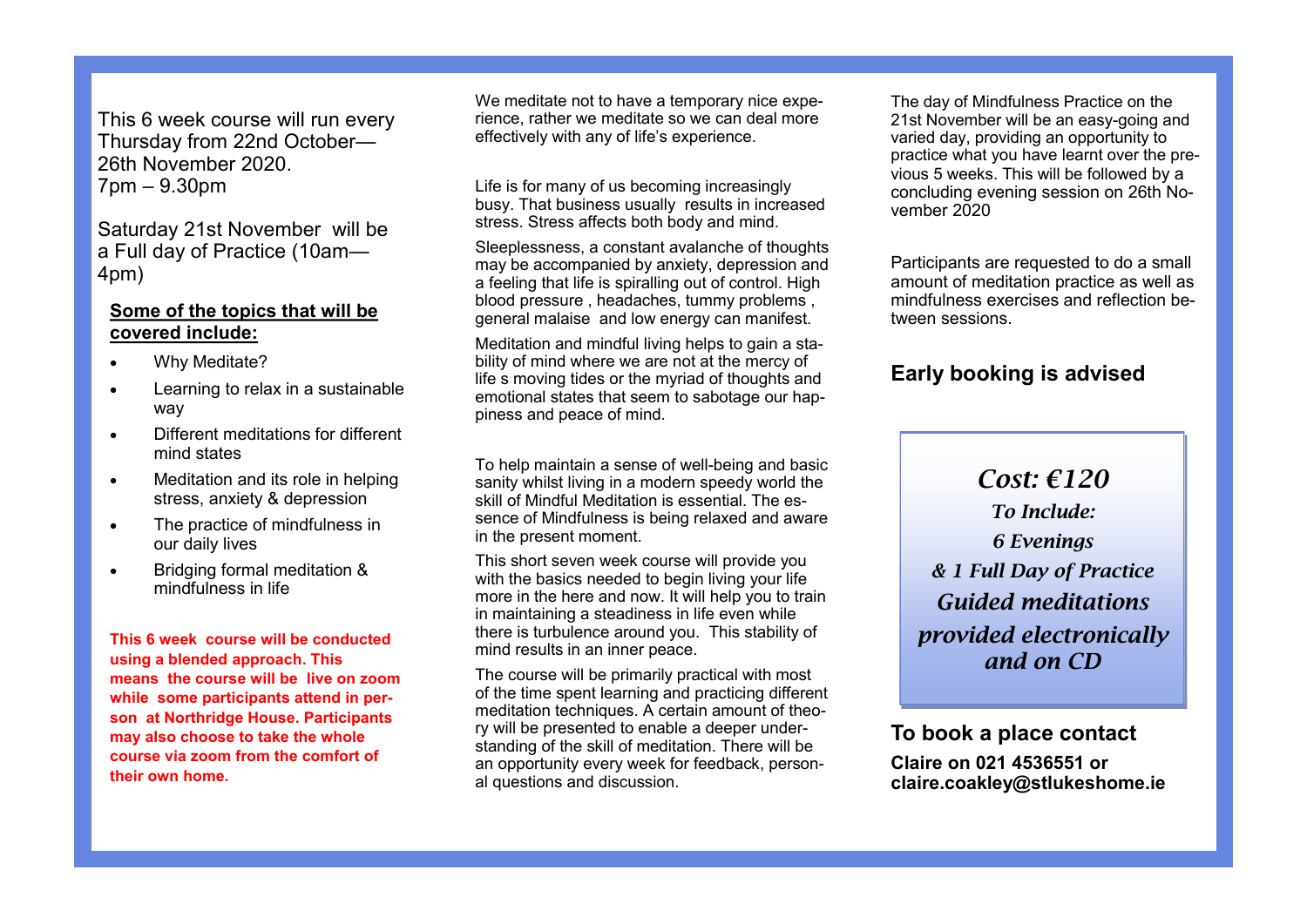This 6 week course will run every Thursday from 22nd October—26th November 2020.
7pm – 9.30pm

Saturday 21st November will be a Full day of Practice (10am—4pm)

**Some of the topics that will be covered include:**

- Why Meditate?
- Learning to relax in a sustainable way
- Different meditations for different mind states
- Meditation and its role in helping stress, anxiety & depression
- The practice of mindfulness in our daily lives
- Bridging formal meditation & mindfulness in life

**This 6 week course will be conducted using a blended approach. This means the course will be live on zoom while some participants attend in person at Northridge House. Participants may also choose to take the whole course via zoom from the comfort of their own home.**

We meditate not to have a temporary nice experience, rather we meditate so we can deal more effectively with any of life's experience.

Life is for many of us becoming increasingly busy. That business usually results in increased stress. Stress affects both body and mind.

Sleeplessness, a constant avalanche of thoughts may be accompanied by anxiety, depression and a feeling that life is spiralling out of control. High blood pressure , headaches, tummy problems , general malaise and low energy can manifest.

Meditation and mindful living helps to gain a stability of mind where we are not at the mercy of life s moving tides or the myriad of thoughts and emotional states that seem to sabotage our happiness and peace of mind.

To help maintain a sense of well-being and basic sanity whilst living in a modern speedy world the skill of Mindful Meditation is essential. The essence of Mindfulness is being relaxed and aware in the present moment.

This short seven week course will provide you with the basics needed to begin living your life more in the here and now. It will help you to train in maintaining a steadiness in life even while there is turbulence around you. This stability of mind results in an inner peace.

The course will be primarily practical with most of the time spent learning and practicing different meditation techniques. A certain amount of theory will be presented to enable a deeper understanding of the skill of meditation. There will be an opportunity every week for feedback, personal questions and discussion.

The day of Mindfulness Practice on the 21st November will be an easy-going and varied day, providing an opportunity to practice what you have learnt over the previous 5 weeks. This will be followed by a concluding evening session on 26th November 2020

Participants are requested to do a small amount of meditation practice as well as mindfulness exercises and reflection between sessions.

## Early booking is advised

***Cost: €120***
***To Include:***
***6 Evenings***
***& 1 Full Day of Practice***
***Guided meditations provided electronically and on CD***

## To book a place contact

**Claire on 021 4536551 or claire.coakley@stlukeshome.ie**